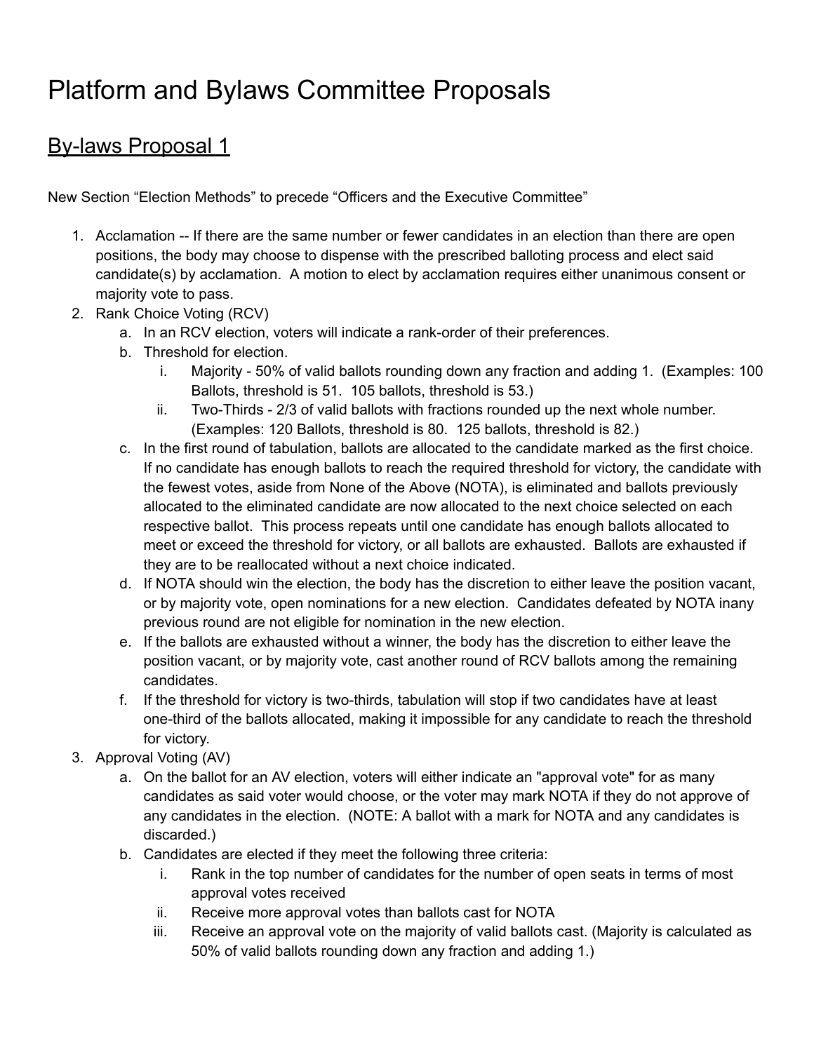# Platform and Bylaws Committee Proposals

## By-laws Proposal 1

New Section "Election Methods" to precede "Officers and the Executive Committee"

1. Acclamation -- If there are the same number or fewer candidates in an election than there are open positions, the body may choose to dispense with the prescribed balloting process and elect said candidate(s) by acclamation. A motion to elect by acclamation requires either unanimous consent or majority vote to pass.
2. Rank Choice Voting (RCV)
   a. In an RCV election, voters will indicate a rank-order of their preferences.
   b. Threshold for election.
      i. Majority - 50% of valid ballots rounding down any fraction and adding 1. (Examples: 100 Ballots, threshold is 51. 105 ballots, threshold is 53.)
      ii. Two-Thirds - 2/3 of valid ballots with fractions rounded up the next whole number. (Examples: 120 Ballots, threshold is 80. 125 ballots, threshold is 82.)
   c. In the first round of tabulation, ballots are allocated to the candidate marked as the first choice. If no candidate has enough ballots to reach the required threshold for victory, the candidate with the fewest votes, aside from None of the Above (NOTA), is eliminated and ballots previously allocated to the eliminated candidate are now allocated to the next choice selected on each respective ballot. This process repeats until one candidate has enough ballots allocated to meet or exceed the threshold for victory, or all ballots are exhausted. Ballots are exhausted if they are to be reallocated without a next choice indicated.
   d. If NOTA should win the election, the body has the discretion to either leave the position vacant, or by majority vote, open nominations for a new election. Candidates defeated by NOTA inany previous round are not eligible for nomination in the new election.
   e. If the ballots are exhausted without a winner, the body has the discretion to either leave the position vacant, or by majority vote, cast another round of RCV ballots among the remaining candidates.
   f. If the threshold for victory is two-thirds, tabulation will stop if two candidates have at least one-third of the ballots allocated, making it impossible for any candidate to reach the threshold for victory.
3. Approval Voting (AV)
   a. On the ballot for an AV election, voters will either indicate an "approval vote" for as many candidates as said voter would choose, or the voter may mark NOTA if they do not approve of any candidates in the election. (NOTE: A ballot with a mark for NOTA and any candidates is discarded.)
   b. Candidates are elected if they meet the following three criteria:
      i. Rank in the top number of candidates for the number of open seats in terms of most approval votes received
      ii. Receive more approval votes than ballots cast for NOTA
      iii. Receive an approval vote on the majority of valid ballots cast. (Majority is calculated as 50% of valid ballots rounding down any fraction and adding 1.)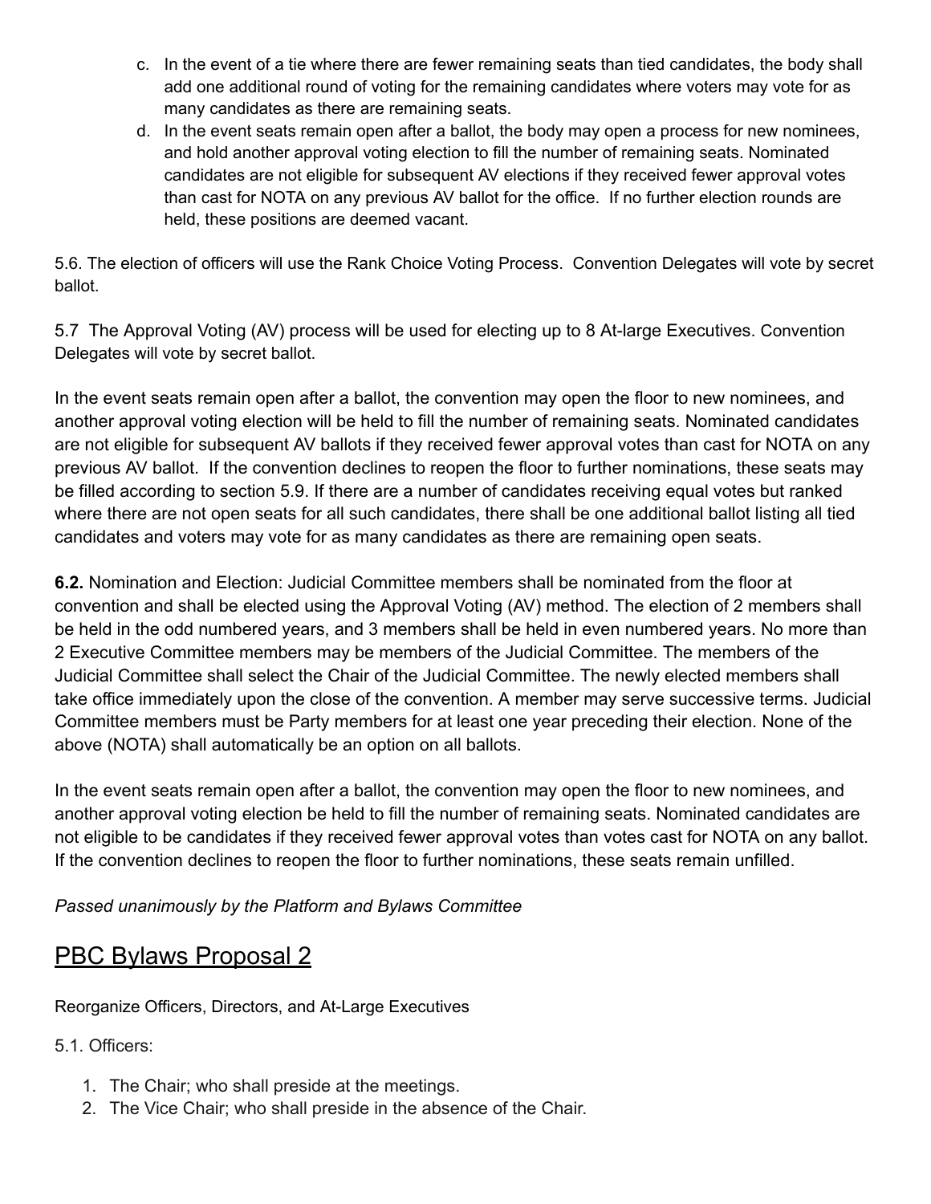c. In the event of a tie where there are fewer remaining seats than tied candidates, the body shall add one additional round of voting for the remaining candidates where voters may vote for as many candidates as there are remaining seats.
d. In the event seats remain open after a ballot, the body may open a process for new nominees, and hold another approval voting election to fill the number of remaining seats. Nominated candidates are not eligible for subsequent AV elections if they received fewer approval votes than cast for NOTA on any previous AV ballot for the office. If no further election rounds are held, these positions are deemed vacant.

5.6. The election of officers will use the Rank Choice Voting Process. Convention Delegates will vote by secret ballot.

5.7 The Approval Voting (AV) process will be used for electing up to 8 At-large Executives. Convention Delegates will vote by secret ballot.

In the event seats remain open after a ballot, the convention may open the floor to new nominees, and another approval voting election will be held to fill the number of remaining seats. Nominated candidates are not eligible for subsequent AV ballots if they received fewer approval votes than cast for NOTA on any previous AV ballot. If the convention declines to reopen the floor to further nominations, these seats may be filled according to section 5.9. If there are a number of candidates receiving equal votes but ranked where there are not open seats for all such candidates, there shall be one additional ballot listing all tied candidates and voters may vote for as many candidates as there are remaining open seats.

**6.2.** Nomination and Election: Judicial Committee members shall be nominated from the floor at convention and shall be elected using the Approval Voting (AV) method. The election of 2 members shall be held in the odd numbered years, and 3 members shall be held in even numbered years. No more than 2 Executive Committee members may be members of the Judicial Committee. The members of the Judicial Committee shall select the Chair of the Judicial Committee. The newly elected members shall take office immediately upon the close of the convention. A member may serve successive terms. Judicial Committee members must be Party members for at least one year preceding their election. None of the above (NOTA) shall automatically be an option on all ballots.

In the event seats remain open after a ballot, the convention may open the floor to new nominees, and another approval voting election be held to fill the number of remaining seats. Nominated candidates are not eligible to be candidates if they received fewer approval votes than votes cast for NOTA on any ballot. If the convention declines to reopen the floor to further nominations, these seats remain unfilled.

*Passed unanimously by the Platform and Bylaws Committee*

## PBC Bylaws Proposal 2

Reorganize Officers, Directors, and At-Large Executives

5.1. Officers:

1. The Chair; who shall preside at the meetings.
2. The Vice Chair; who shall preside in the absence of the Chair.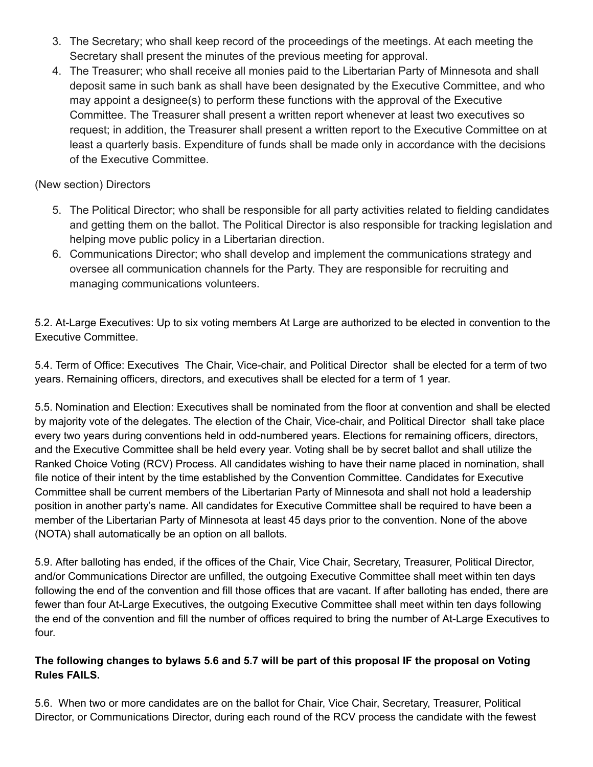3. The Secretary; who shall keep record of the proceedings of the meetings. At each meeting the Secretary shall present the minutes of the previous meeting for approval.
4. The Treasurer; who shall receive all monies paid to the Libertarian Party of Minnesota and shall deposit same in such bank as shall have been designated by the Executive Committee, and who may appoint a designee(s) to perform these functions with the approval of the Executive Committee. The Treasurer shall present a written report whenever at least two executives so request; in addition, the Treasurer shall present a written report to the Executive Committee on at least a quarterly basis. Expenditure of funds shall be made only in accordance with the decisions of the Executive Committee.

(New section) Directors

5. The Political Director; who shall be responsible for all party activities related to fielding candidates and getting them on the ballot. The Political Director is also responsible for tracking legislation and helping move public policy in a Libertarian direction.
6. Communications Director; who shall develop and implement the communications strategy and oversee all communication channels for the Party. They are responsible for recruiting and managing communications volunteers.

5.2. At-Large Executives: Up to six voting members At Large are authorized to be elected in convention to the Executive Committee.

5.4. Term of Office: Executives The Chair, Vice-chair, and Political Director shall be elected for a term of two years. Remaining officers, directors, and executives shall be elected for a term of 1 year.

5.5. Nomination and Election: Executives shall be nominated from the floor at convention and shall be elected by majority vote of the delegates. The election of the Chair, Vice-chair, and Political Director shall take place every two years during conventions held in odd-numbered years. Elections for remaining officers, directors, and the Executive Committee shall be held every year. Voting shall be by secret ballot and shall utilize the Ranked Choice Voting (RCV) Process. All candidates wishing to have their name placed in nomination, shall file notice of their intent by the time established by the Convention Committee. Candidates for Executive Committee shall be current members of the Libertarian Party of Minnesota and shall not hold a leadership position in another party's name. All candidates for Executive Committee shall be required to have been a member of the Libertarian Party of Minnesota at least 45 days prior to the convention. None of the above (NOTA) shall automatically be an option on all ballots.

5.9. After balloting has ended, if the offices of the Chair, Vice Chair, Secretary, Treasurer, Political Director, and/or Communications Director are unfilled, the outgoing Executive Committee shall meet within ten days following the end of the convention and fill those offices that are vacant. If after balloting has ended, there are fewer than four At-Large Executives, the outgoing Executive Committee shall meet within ten days following the end of the convention and fill the number of offices required to bring the number of At-Large Executives to four.

**The following changes to bylaws 5.6 and 5.7 will be part of this proposal IF the proposal on Voting Rules FAILS.**

5.6. When two or more candidates are on the ballot for Chair, Vice Chair, Secretary, Treasurer, Political Director, or Communications Director, during each round of the RCV process the candidate with the fewest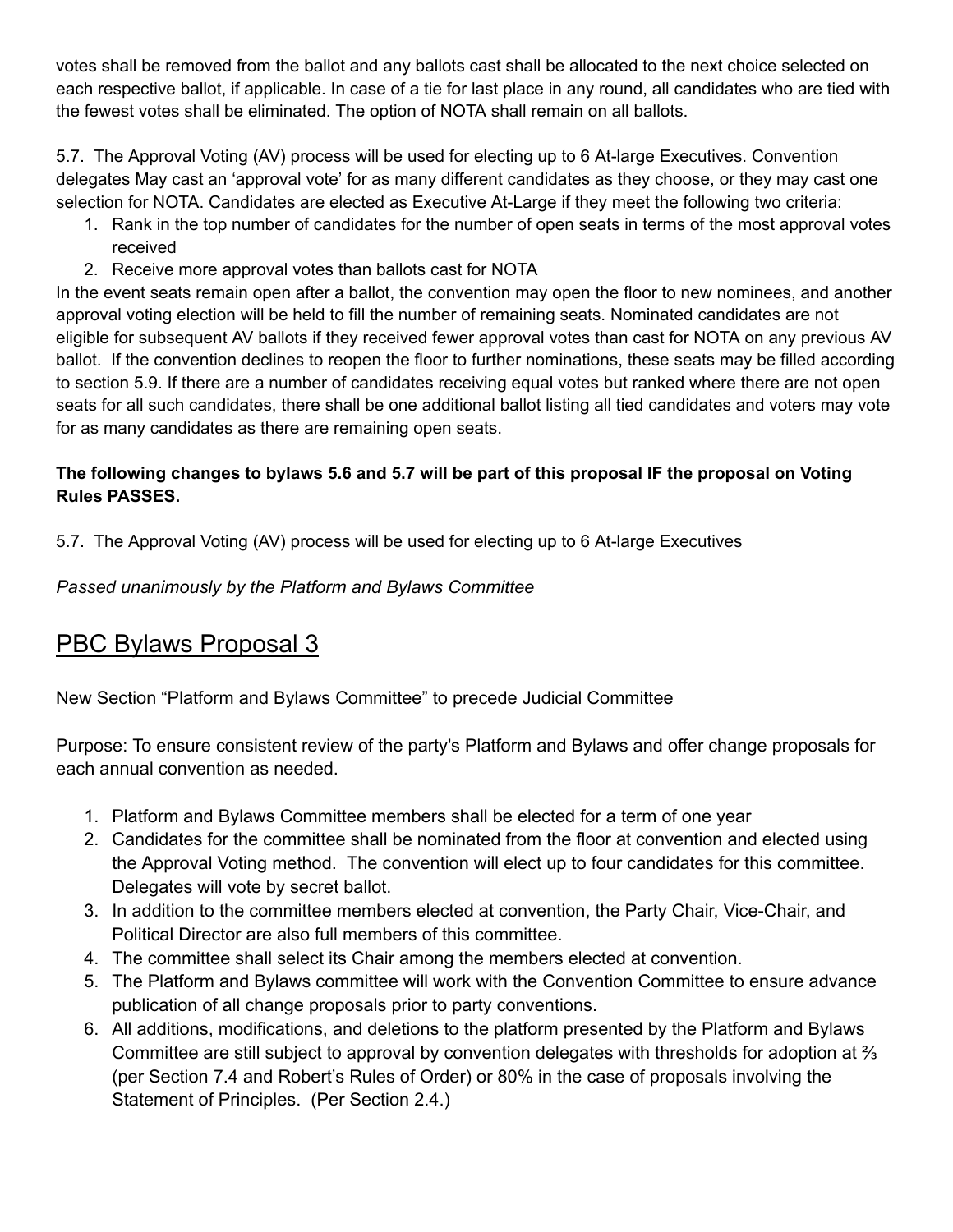votes shall be removed from the ballot and any ballots cast shall be allocated to the next choice selected on each respective ballot, if applicable. In case of a tie for last place in any round, all candidates who are tied with the fewest votes shall be eliminated. The option of NOTA shall remain on all ballots.

5.7. The Approval Voting (AV) process will be used for electing up to 6 At-large Executives. Convention delegates May cast an 'approval vote' for as many different candidates as they choose, or they may cast one selection for NOTA. Candidates are elected as Executive At-Large if they meet the following two criteria:

1. Rank in the top number of candidates for the number of open seats in terms of the most approval votes received
2. Receive more approval votes than ballots cast for NOTA

In the event seats remain open after a ballot, the convention may open the floor to new nominees, and another approval voting election will be held to fill the number of remaining seats. Nominated candidates are not eligible for subsequent AV ballots if they received fewer approval votes than cast for NOTA on any previous AV ballot. If the convention declines to reopen the floor to further nominations, these seats may be filled according to section 5.9. If there are a number of candidates receiving equal votes but ranked where there are not open seats for all such candidates, there shall be one additional ballot listing all tied candidates and voters may vote for as many candidates as there are remaining open seats.

**The following changes to bylaws 5.6 and 5.7 will be part of this proposal IF the proposal on Voting Rules PASSES.**

5.7. The Approval Voting (AV) process will be used for electing up to 6 At-large Executives

*Passed unanimously by the Platform and Bylaws Committee*

## PBC Bylaws Proposal 3

New Section "Platform and Bylaws Committee" to precede Judicial Committee

Purpose: To ensure consistent review of the party's Platform and Bylaws and offer change proposals for each annual convention as needed.

1. Platform and Bylaws Committee members shall be elected for a term of one year
2. Candidates for the committee shall be nominated from the floor at convention and elected using the Approval Voting method. The convention will elect up to four candidates for this committee. Delegates will vote by secret ballot.
3. In addition to the committee members elected at convention, the Party Chair, Vice-Chair, and Political Director are also full members of this committee.
4. The committee shall select its Chair among the members elected at convention.
5. The Platform and Bylaws committee will work with the Convention Committee to ensure advance publication of all change proposals prior to party conventions.
6. All additions, modifications, and deletions to the platform presented by the Platform and Bylaws Committee are still subject to approval by convention delegates with thresholds for adoption at ⅔ (per Section 7.4 and Robert's Rules of Order) or 80% in the case of proposals involving the Statement of Principles. (Per Section 2.4.)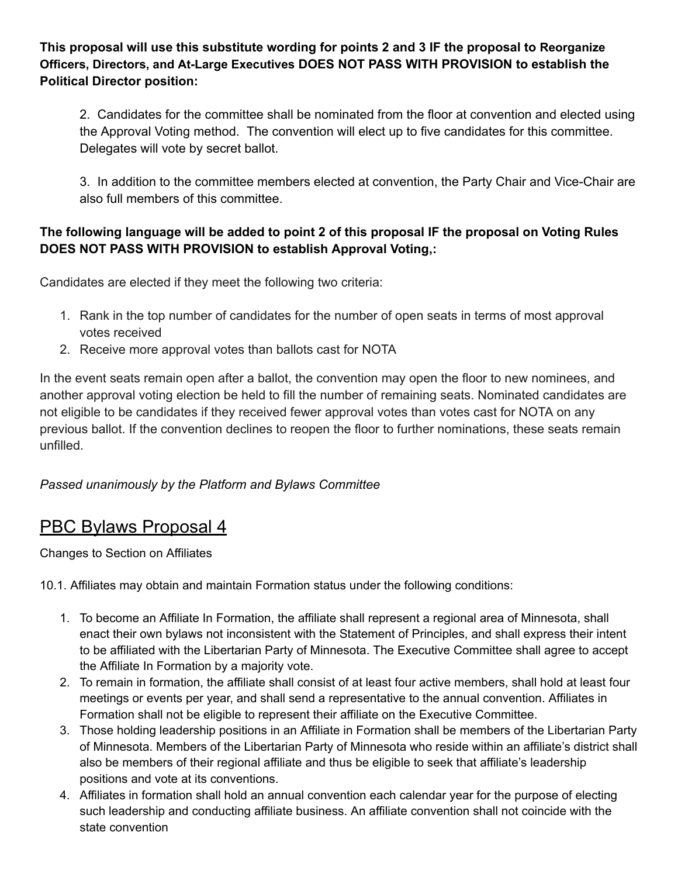**This proposal will use this substitute wording for points 2 and 3 IF the proposal to Reorganize Officers, Directors, and At-Large Executives DOES NOT PASS WITH PROVISION to establish the Political Director position:**

> 2. Candidates for the committee shall be nominated from the floor at convention and elected using the Approval Voting method. The convention will elect up to five candidates for this committee. Delegates will vote by secret ballot.
>
> 3. In addition to the committee members elected at convention, the Party Chair and Vice-Chair are also full members of this committee.

**The following language will be added to point 2 of this proposal IF the proposal on Voting Rules DOES NOT PASS WITH PROVISION to establish Approval Voting,:**

Candidates are elected if they meet the following two criteria:

1. Rank in the top number of candidates for the number of open seats in terms of most approval votes received
2. Receive more approval votes than ballots cast for NOTA

In the event seats remain open after a ballot, the convention may open the floor to new nominees, and another approval voting election be held to fill the number of remaining seats. Nominated candidates are not eligible to be candidates if they received fewer approval votes than votes cast for NOTA on any previous ballot. If the convention declines to reopen the floor to further nominations, these seats remain unfilled.

*Passed unanimously by the Platform and Bylaws Committee*

## PBC Bylaws Proposal 4

Changes to Section on Affiliates

10.1. Affiliates may obtain and maintain Formation status under the following conditions:

1. To become an Affiliate In Formation, the affiliate shall represent a regional area of Minnesota, shall enact their own bylaws not inconsistent with the Statement of Principles, and shall express their intent to be affiliated with the Libertarian Party of Minnesota. The Executive Committee shall agree to accept the Affiliate In Formation by a majority vote.
2. To remain in formation, the affiliate shall consist of at least four active members, shall hold at least four meetings or events per year, and shall send a representative to the annual convention. Affiliates in Formation shall not be eligible to represent their affiliate on the Executive Committee.
3. Those holding leadership positions in an Affiliate in Formation shall be members of the Libertarian Party of Minnesota. Members of the Libertarian Party of Minnesota who reside within an affiliate's district shall also be members of their regional affiliate and thus be eligible to seek that affiliate's leadership positions and vote at its conventions.
4. Affiliates in formation shall hold an annual convention each calendar year for the purpose of electing such leadership and conducting affiliate business. An affiliate convention shall not coincide with the state convention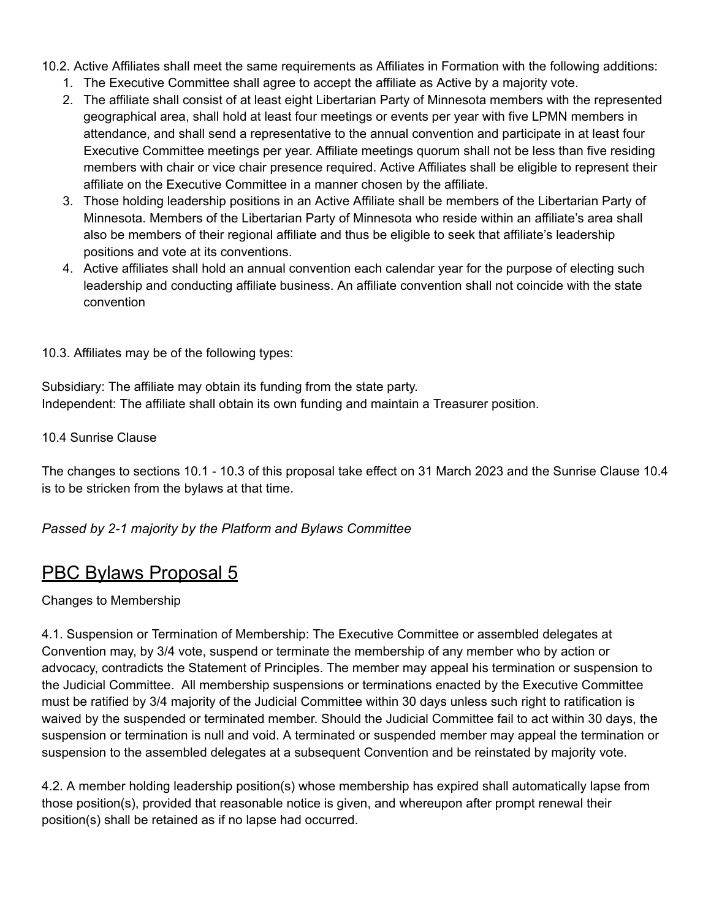10.2. Active Affiliates shall meet the same requirements as Affiliates in Formation with the following additions:

1. The Executive Committee shall agree to accept the affiliate as Active by a majority vote.
2. The affiliate shall consist of at least eight Libertarian Party of Minnesota members with the represented geographical area, shall hold at least four meetings or events per year with five LPMN members in attendance, and shall send a representative to the annual convention and participate in at least four Executive Committee meetings per year. Affiliate meetings quorum shall not be less than five residing members with chair or vice chair presence required. Active Affiliates shall be eligible to represent their affiliate on the Executive Committee in a manner chosen by the affiliate.
3. Those holding leadership positions in an Active Affiliate shall be members of the Libertarian Party of Minnesota. Members of the Libertarian Party of Minnesota who reside within an affiliate's area shall also be members of their regional affiliate and thus be eligible to seek that affiliate's leadership positions and vote at its conventions.
4. Active affiliates shall hold an annual convention each calendar year for the purpose of electing such leadership and conducting affiliate business. An affiliate convention shall not coincide with the state convention

10.3. Affiliates may be of the following types:

Subsidiary: The affiliate may obtain its funding from the state party.
Independent: The affiliate shall obtain its own funding and maintain a Treasurer position.

10.4 Sunrise Clause

The changes to sections 10.1 - 10.3 of this proposal take effect on 31 March 2023 and the Sunrise Clause 10.4 is to be stricken from the bylaws at that time.

*Passed by 2-1 majority by the Platform and Bylaws Committee*

## PBC Bylaws Proposal 5

Changes to Membership

4.1. Suspension or Termination of Membership: The Executive Committee or assembled delegates at Convention may, by 3/4 vote, suspend or terminate the membership of any member who by action or advocacy, contradicts the Statement of Principles. The member may appeal his termination or suspension to the Judicial Committee. All membership suspensions or terminations enacted by the Executive Committee must be ratified by 3/4 majority of the Judicial Committee within 30 days unless such right to ratification is waived by the suspended or terminated member. Should the Judicial Committee fail to act within 30 days, the suspension or termination is null and void. A terminated or suspended member may appeal the termination or suspension to the assembled delegates at a subsequent Convention and be reinstated by majority vote.

4.2. A member holding leadership position(s) whose membership has expired shall automatically lapse from those position(s), provided that reasonable notice is given, and whereupon after prompt renewal their position(s) shall be retained as if no lapse had occurred.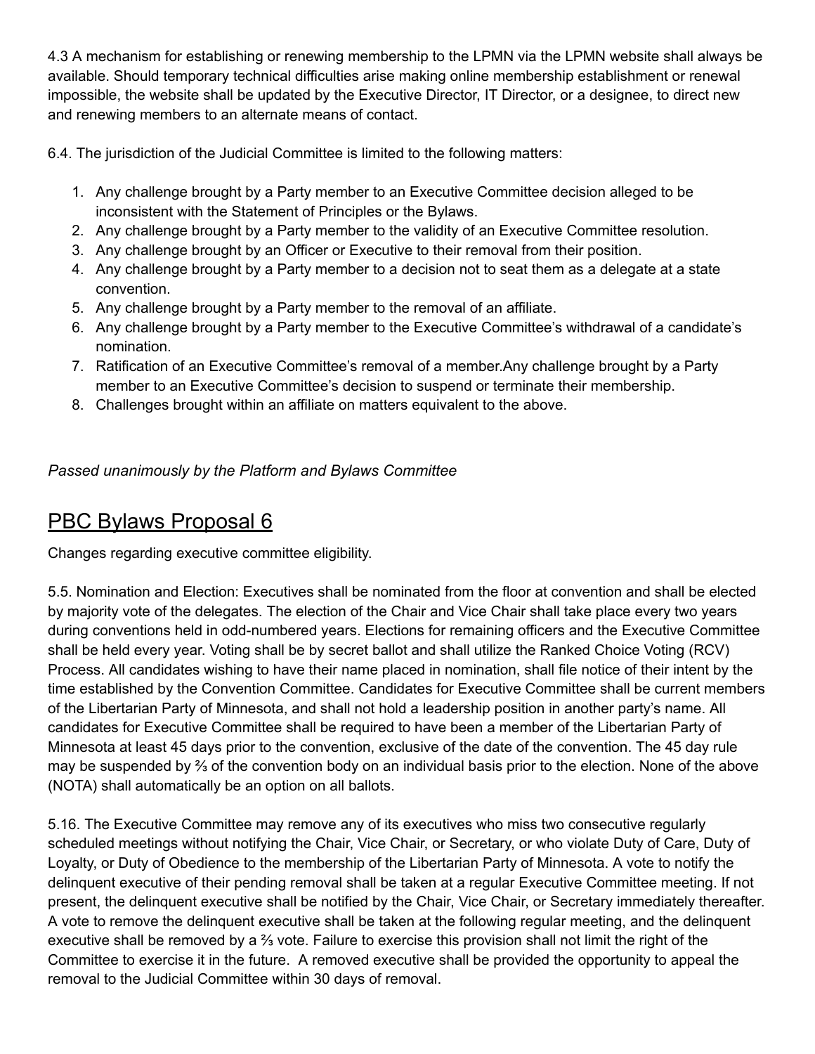4.3 A mechanism for establishing or renewing membership to the LPMN via the LPMN website shall always be available. Should temporary technical difficulties arise making online membership establishment or renewal impossible, the website shall be updated by the Executive Director, IT Director, or a designee, to direct new and renewing members to an alternate means of contact.

6.4. The jurisdiction of the Judicial Committee is limited to the following matters:

1. Any challenge brought by a Party member to an Executive Committee decision alleged to be inconsistent with the Statement of Principles or the Bylaws.
2. Any challenge brought by a Party member to the validity of an Executive Committee resolution.
3. Any challenge brought by an Officer or Executive to their removal from their position.
4. Any challenge brought by a Party member to a decision not to seat them as a delegate at a state convention.
5. Any challenge brought by a Party member to the removal of an affiliate.
6. Any challenge brought by a Party member to the Executive Committee's withdrawal of a candidate's nomination.
7. Ratification of an Executive Committee's removal of a member.Any challenge brought by a Party member to an Executive Committee's decision to suspend or terminate their membership.
8. Challenges brought within an affiliate on matters equivalent to the above.

*Passed unanimously by the Platform and Bylaws Committee*

## PBC Bylaws Proposal 6

Changes regarding executive committee eligibility.

5.5. Nomination and Election: Executives shall be nominated from the floor at convention and shall be elected by majority vote of the delegates. The election of the Chair and Vice Chair shall take place every two years during conventions held in odd-numbered years. Elections for remaining officers and the Executive Committee shall be held every year. Voting shall be by secret ballot and shall utilize the Ranked Choice Voting (RCV) Process. All candidates wishing to have their name placed in nomination, shall file notice of their intent by the time established by the Convention Committee. Candidates for Executive Committee shall be current members of the Libertarian Party of Minnesota, and shall not hold a leadership position in another party's name. All candidates for Executive Committee shall be required to have been a member of the Libertarian Party of Minnesota at least 45 days prior to the convention, exclusive of the date of the convention. The 45 day rule may be suspended by ⅔ of the convention body on an individual basis prior to the election. None of the above (NOTA) shall automatically be an option on all ballots.

5.16. The Executive Committee may remove any of its executives who miss two consecutive regularly scheduled meetings without notifying the Chair, Vice Chair, or Secretary, or who violate Duty of Care, Duty of Loyalty, or Duty of Obedience to the membership of the Libertarian Party of Minnesota. A vote to notify the delinquent executive of their pending removal shall be taken at a regular Executive Committee meeting. If not present, the delinquent executive shall be notified by the Chair, Vice Chair, or Secretary immediately thereafter. A vote to remove the delinquent executive shall be taken at the following regular meeting, and the delinquent executive shall be removed by a ⅔ vote. Failure to exercise this provision shall not limit the right of the Committee to exercise it in the future. A removed executive shall be provided the opportunity to appeal the removal to the Judicial Committee within 30 days of removal.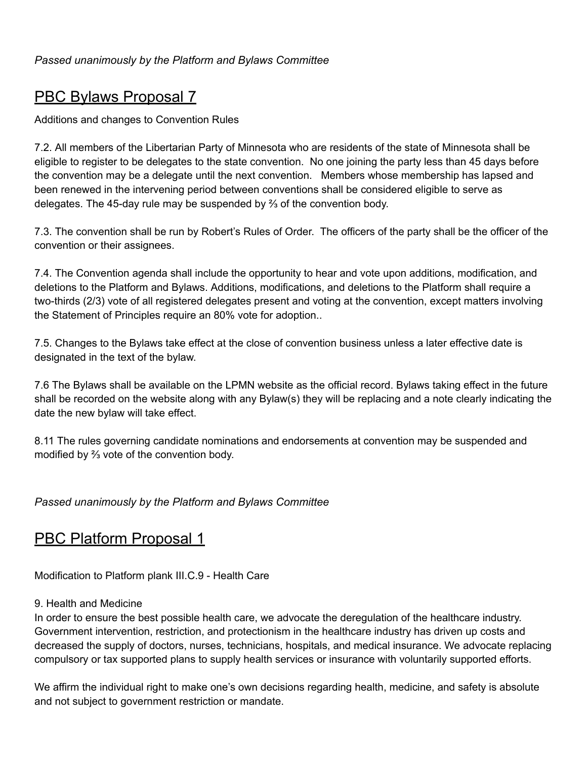*Passed unanimously by the Platform and Bylaws Committee*

## PBC Bylaws Proposal 7

Additions and changes to Convention Rules

7.2. All members of the Libertarian Party of Minnesota who are residents of the state of Minnesota shall be eligible to register to be delegates to the state convention. No one joining the party less than 45 days before the convention may be a delegate until the next convention. Members whose membership has lapsed and been renewed in the intervening period between conventions shall be considered eligible to serve as delegates. The 45-day rule may be suspended by ⅔ of the convention body.

7.3. The convention shall be run by Robert's Rules of Order. The officers of the party shall be the officer of the convention or their assignees.

7.4. The Convention agenda shall include the opportunity to hear and vote upon additions, modification, and deletions to the Platform and Bylaws. Additions, modifications, and deletions to the Platform shall require a two-thirds (2/3) vote of all registered delegates present and voting at the convention, except matters involving the Statement of Principles require an 80% vote for adoption..

7.5. Changes to the Bylaws take effect at the close of convention business unless a later effective date is designated in the text of the bylaw.

7.6 The Bylaws shall be available on the LPMN website as the official record. Bylaws taking effect in the future shall be recorded on the website along with any Bylaw(s) they will be replacing and a note clearly indicating the date the new bylaw will take effect.

8.11 The rules governing candidate nominations and endorsements at convention may be suspended and modified by ⅔ vote of the convention body.

*Passed unanimously by the Platform and Bylaws Committee*

## PBC Platform Proposal 1

Modification to Platform plank III.C.9 - Health Care

9. Health and Medicine

In order to ensure the best possible health care, we advocate the deregulation of the healthcare industry. Government intervention, restriction, and protectionism in the healthcare industry has driven up costs and decreased the supply of doctors, nurses, technicians, hospitals, and medical insurance. We advocate replacing compulsory or tax supported plans to supply health services or insurance with voluntarily supported efforts.

We affirm the individual right to make one's own decisions regarding health, medicine, and safety is absolute and not subject to government restriction or mandate.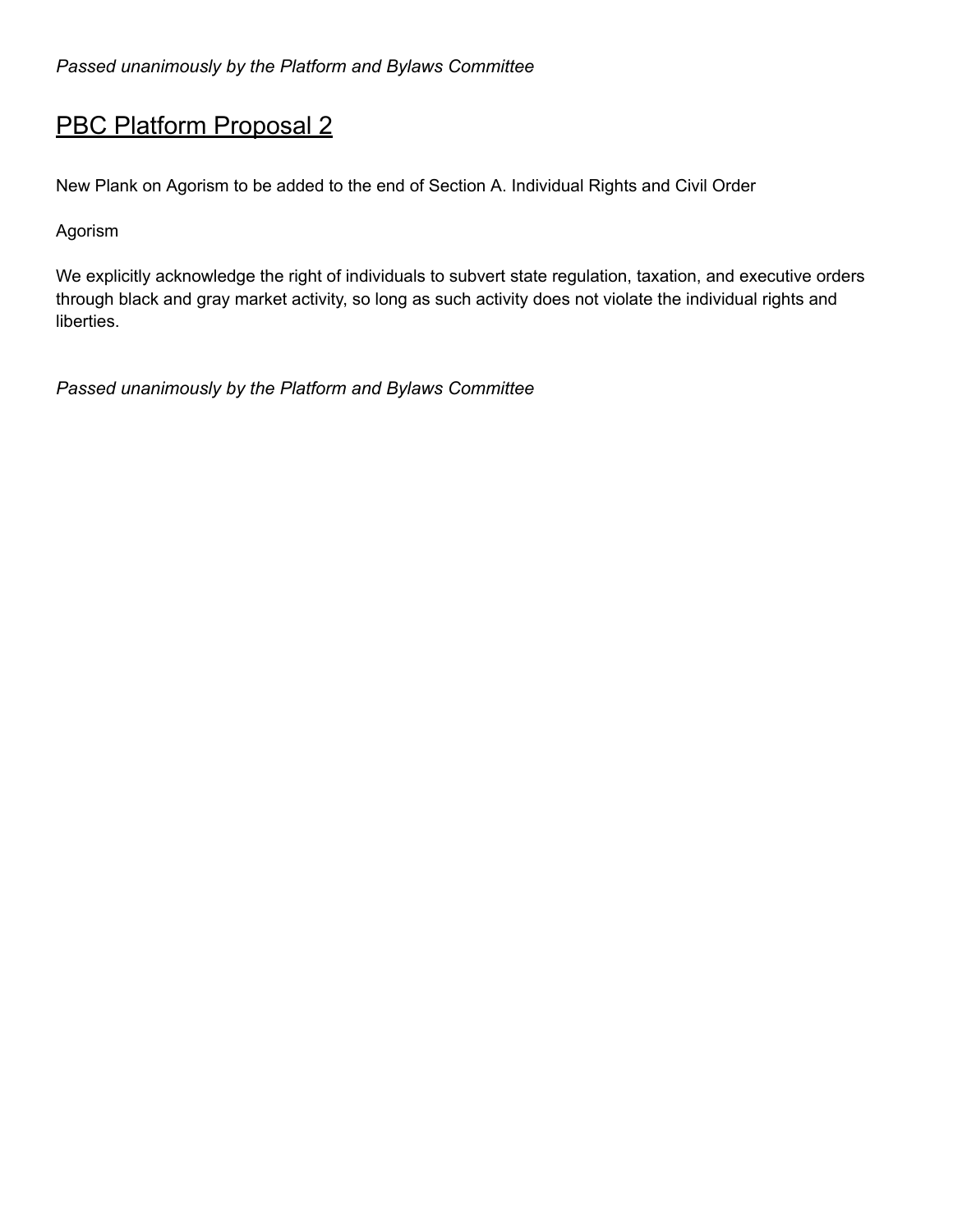*Passed unanimously by the Platform and Bylaws Committee*

## PBC Platform Proposal 2

New Plank on Agorism to be added to the end of Section A. Individual Rights and Civil Order

Agorism

We explicitly acknowledge the right of individuals to subvert state regulation, taxation, and executive orders through black and gray market activity, so long as such activity does not violate the individual rights and liberties.

*Passed unanimously by the Platform and Bylaws Committee*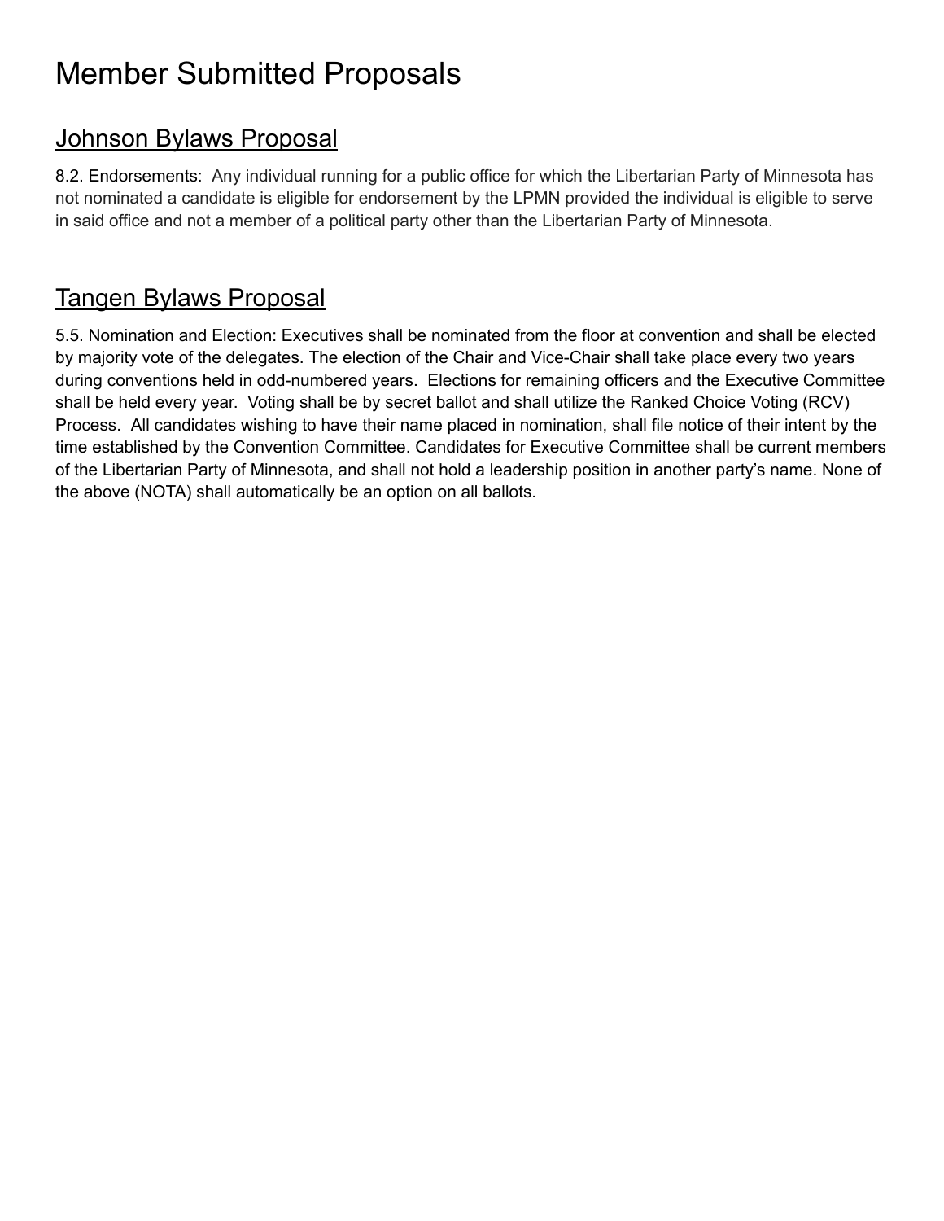# Member Submitted Proposals

## Johnson Bylaws Proposal

8.2. Endorsements: Any individual running for a public office for which the Libertarian Party of Minnesota has not nominated a candidate is eligible for endorsement by the LPMN provided the individual is eligible to serve in said office and not a member of a political party other than the Libertarian Party of Minnesota.

## Tangen Bylaws Proposal

5.5. Nomination and Election: Executives shall be nominated from the floor at convention and shall be elected by majority vote of the delegates. The election of the Chair and Vice-Chair shall take place every two years during conventions held in odd-numbered years. Elections for remaining officers and the Executive Committee shall be held every year. Voting shall be by secret ballot and shall utilize the Ranked Choice Voting (RCV) Process. All candidates wishing to have their name placed in nomination, shall file notice of their intent by the time established by the Convention Committee. Candidates for Executive Committee shall be current members of the Libertarian Party of Minnesota, and shall not hold a leadership position in another party's name. None of the above (NOTA) shall automatically be an option on all ballots.